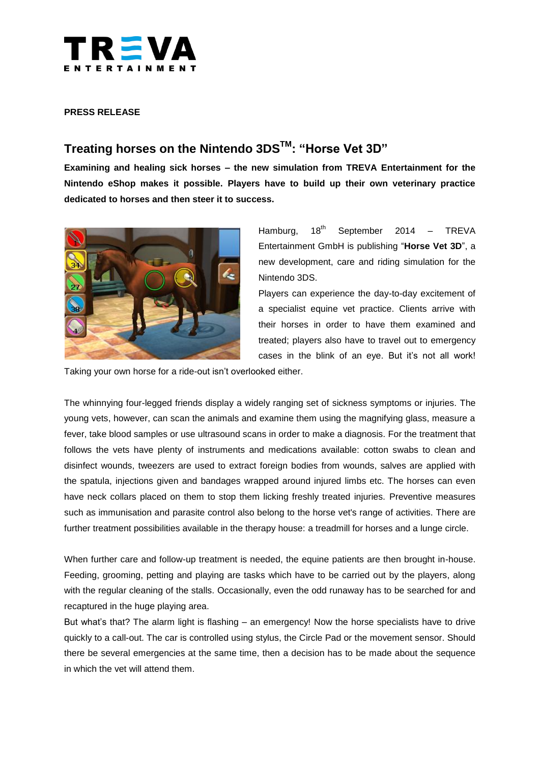**PRESS RELEASE**

# Treating horses on the Nintendo 3DS™: "Horse Vet 3D"

**Examining and healing sick horses – the new simulation from TREVA Entertainment for the Nintendo eShop makes it possible. Players have to build up their own veterinary practice dedicated to horses and then steer it to success.**

Hamburg, 18th September 2014 – TREVA Entertainment GmbH is publishing "**Horse Vet 3D**", a new development, care and riding simulation for the Nintendo 3DS.

Players can experience the day-to-day excitement of a specialist equine vet practice. Clients arrive with their horses in order to have them examined and treated; players also have to travel out to emergency cases in the blink of an eye. But it's not all work! Taking your own horse for a ride-out isn't overlooked either.

The whinnying four-legged friends display a widely ranging set of sickness symptoms or injuries. The young vets, however, can scan the animals and examine them using the magnifying glass, measure a fever, take blood samples or use ultrasound scans in order to make a diagnosis. For the treatment that follows the vets have plenty of instruments and medications available: cotton swabs to clean and disinfect wounds, tweezers are used to extract foreign bodies from wounds, salves are applied with the spatula, injections given and bandages wrapped around injured limbs etc. The horses can even have neck collars placed on them to stop them licking freshly treated injuries. Preventive measures such as immunisation and parasite control also belong to the horse vet's range of activities. There are further treatment possibilities available in the therapy house: a treadmill for horses and a lunge circle.

When further care and follow-up treatment is needed, the equine patients are then brought in-house. Feeding, grooming, petting and playing are tasks which have to be carried out by the players, along with the regular cleaning of the stalls. Occasionally, even the odd runaway has to be searched for and recaptured in the huge playing area.

But what's that? The alarm light is flashing – an emergency! Now the horse specialists have to drive quickly to a call-out. The car is controlled using stylus, the Circle Pad or the movement sensor. Should there be several emergencies at the same time, then a decision has to be made about the sequence in which the vet will attend them.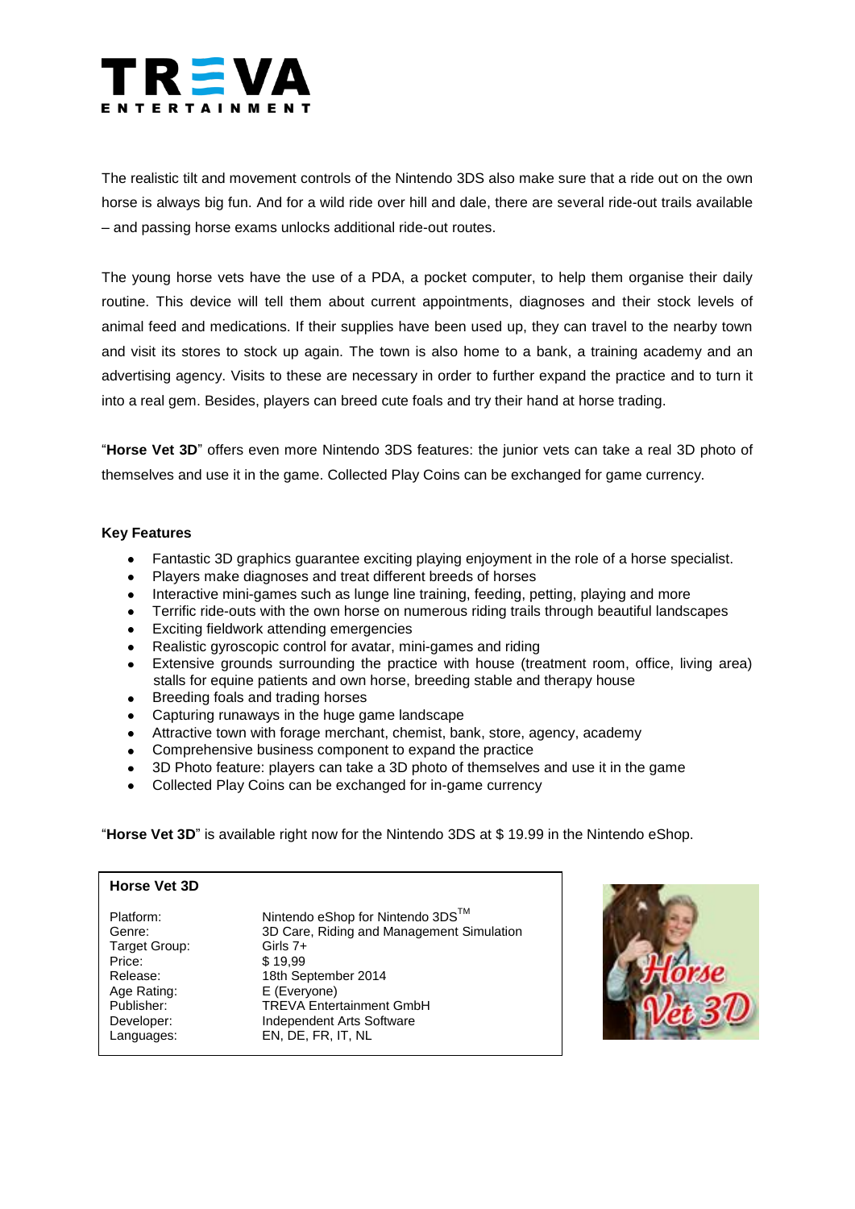The realistic tilt and movement controls of the Nintendo 3DS also make sure that a ride out on the own horse is always big fun. And for a wild ride over hill and dale, there are several ride-out trails available – and passing horse exams unlocks additional ride-out routes.

The young horse vets have the use of a PDA, a pocket computer, to help them organise their daily routine. This device will tell them about current appointments, diagnoses and their stock levels of animal feed and medications. If their supplies have been used up, they can travel to the nearby town and visit its stores to stock up again. The town is also home to a bank, a training academy and an advertising agency. Visits to these are necessary in order to further expand the practice and to turn it into a real gem. Besides, players can breed cute foals and try their hand at horse trading.

"**Horse Vet 3D**" offers even more Nintendo 3DS features: the junior vets can take a real 3D photo of themselves and use it in the game. Collected Play Coins can be exchanged for game currency.

**Key Features**

- Fantastic 3D graphics guarantee exciting playing enjoyment in the role of a horse specialist.
- Players make diagnoses and treat different breeds of horses
- Interactive mini-games such as lunge line training, feeding, petting, playing and more
- Terrific ride-outs with the own horse on numerous riding trails through beautiful landscapes
- Exciting fieldwork attending emergencies
- Realistic gyroscopic control for avatar, mini-games and riding
- Extensive grounds surrounding the practice with house (treatment room, office, living area) stalls for equine patients and own horse, breeding stable and therapy house
- Breeding foals and trading horses
- Capturing runaways in the huge game landscape
- Attractive town with forage merchant, chemist, bank, store, agency, academy
- Comprehensive business component to expand the practice
- 3D Photo feature: players can take a 3D photo of themselves and use it in the game
- Collected Play Coins can be exchanged for in-game currency

"**Horse Vet 3D**" is available right now for the Nintendo 3DS at $ 19.99 in the Nintendo eShop.

**Horse Vet 3D**

| | |
|---|---|
| Platform: | Nintendo eShop for Nintendo 3DS™ |
| Genre: | 3D Care, Riding and Management Simulation |
| Target Group: | Girls 7+ |
| Price: | $ 19,99 |
| Release: | 18th September 2014 |
| Age Rating: | E (Everyone) |
| Publisher: | TREVA Entertainment GmbH |
| Developer: | Independent Arts Software |
| Languages: | EN, DE, FR, IT, NL |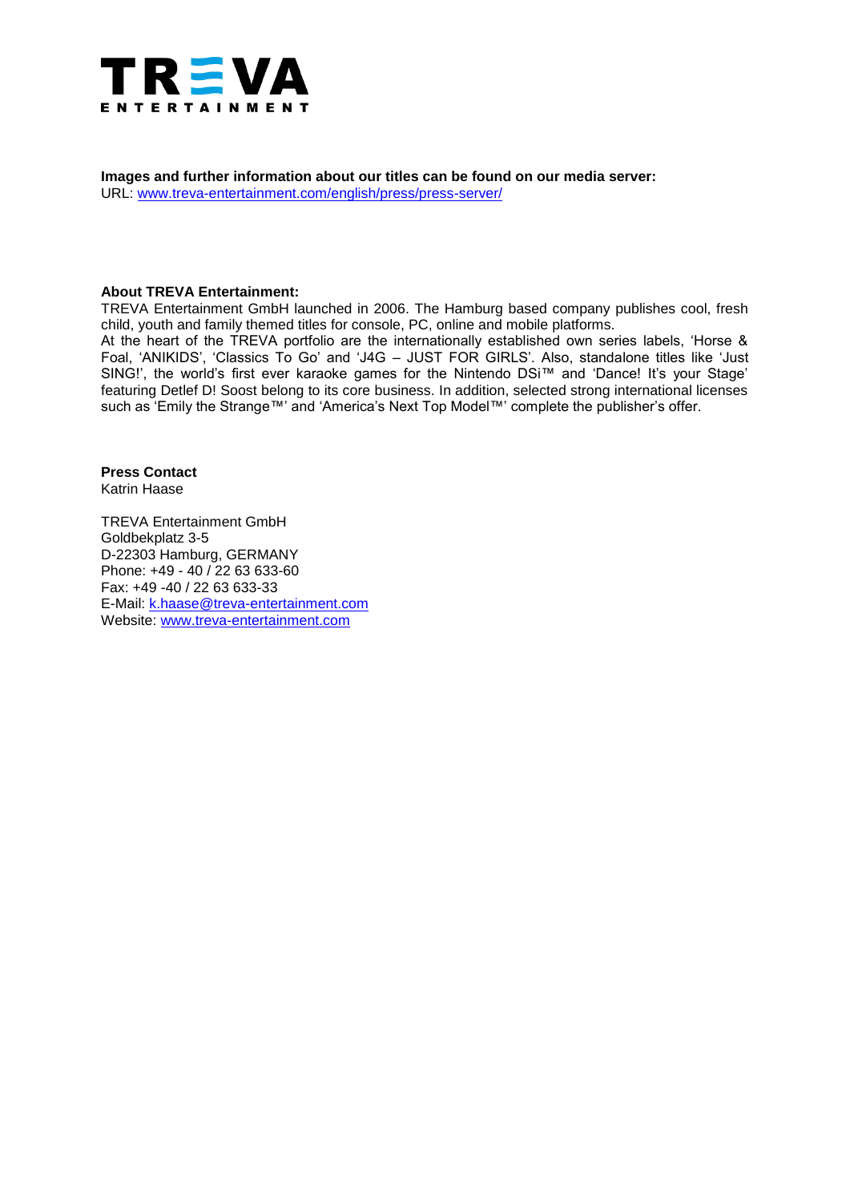**Images and further information about our titles can be found on our media server:**
URL: www.treva-entertainment.com/english/press/press-server/

**About TREVA Entertainment:**
TREVA Entertainment GmbH launched in 2006. The Hamburg based company publishes cool, fresh child, youth and family themed titles for console, PC, online and mobile platforms.
At the heart of the TREVA portfolio are the internationally established own series labels, 'Horse & Foal, 'ANIKIDS', 'Classics To Go' and 'J4G – JUST FOR GIRLS'. Also, standalone titles like 'Just SING!', the world's first ever karaoke games for the Nintendo DSi™ and 'Dance! It's your Stage' featuring Detlef D! Soost belong to its core business. In addition, selected strong international licenses such as 'Emily the Strange™' and 'America's Next Top Model™' complete the publisher's offer.

**Press Contact**
Katrin Haase

TREVA Entertainment GmbH
Goldbekplatz 3-5
D-22303 Hamburg, GERMANY
Phone: +49 - 40 / 22 63 633-60
Fax: +49 -40 / 22 63 633-33
E-Mail: k.haase@treva-entertainment.com
Website: www.treva-entertainment.com